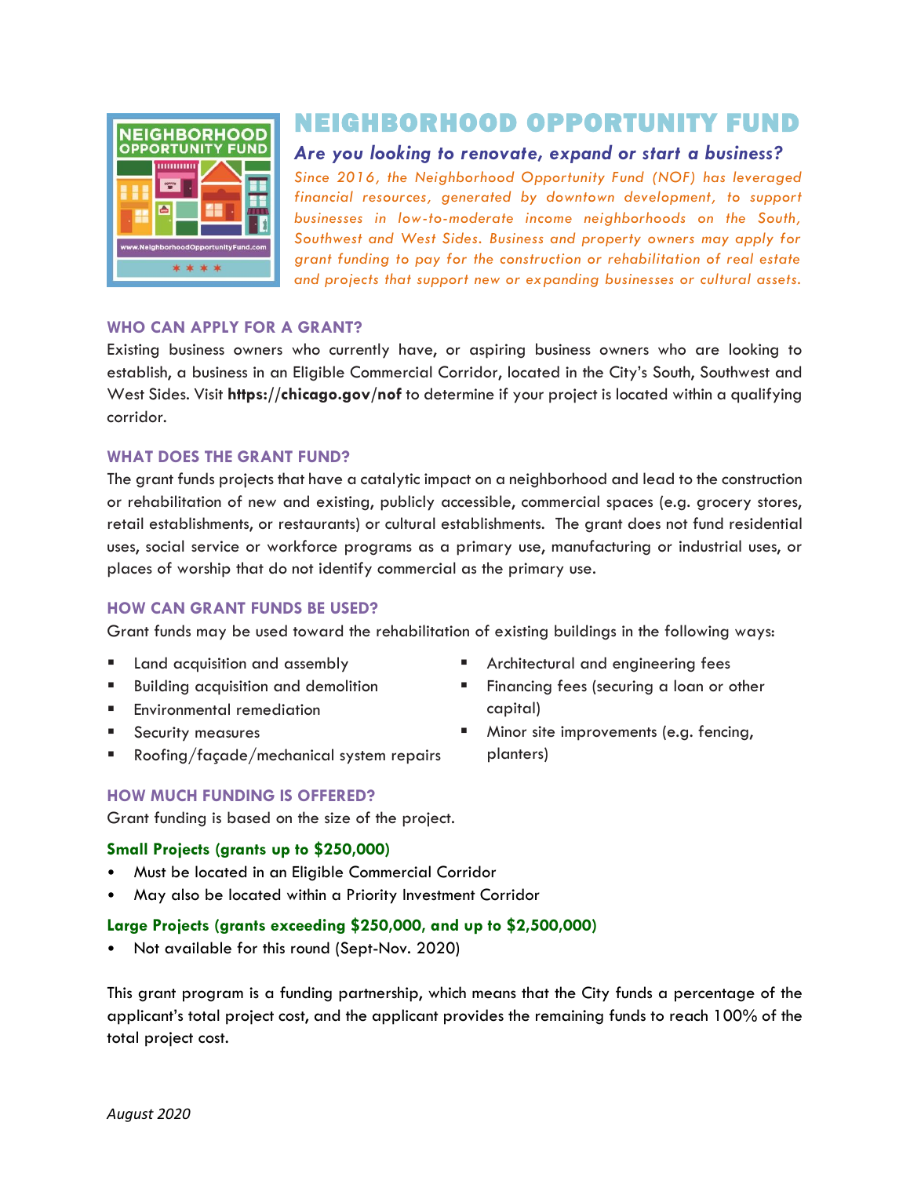# NEIGHBORHOOD OPPORTUNITY FUND

### *Are you looking to renovate, expand or start a business?*

*Since 2016, the Neighborhood Opportunity Fund (NOF) has leveraged financial resources, generated by downtown development, to support businesses in low-to-moderate income neighborhoods on the South, Southwest and West Sides. Business and property owners may apply for grant funding to pay for the construction or rehabilitation of real estate and projects that support new or expanding businesses or cultural assets.*

## WHO CAN APPLY FOR A GRANT?

Existing business owners who currently have, or aspiring business owners who are looking to establish, a business in an Eligible Commercial Corridor, located in the City's South, Southwest and West Sides. Visit **https://chicago.gov/nof** to determine if your project is located within a qualifying corridor.

## WHAT DOES THE GRANT FUND?

The grant funds projects that have a catalytic impact on a neighborhood and lead to the construction or rehabilitation of new and existing, publicly accessible, commercial spaces (e.g. grocery stores, retail establishments, or restaurants) or cultural establishments. The grant does not fund residential uses, social service or workforce programs as a primary use, manufacturing or industrial uses, or places of worship that do not identify commercial as the primary use.

## HOW CAN GRANT FUNDS BE USED?

Grant funds may be used toward the rehabilitation of existing buildings in the following ways:

- Land acquisition and assembly
- Building acquisition and demolition
- Environmental remediation
- Security measures
- Roofing/façade/mechanical system repairs
- Architectural and engineering fees
- Financing fees (securing a loan or other capital)
- Minor site improvements (e.g. fencing, planters)

## HOW MUCH FUNDING IS OFFERED?

Grant funding is based on the size of the project.

### Small Projects (grants up to $250,000)

- Must be located in an Eligible Commercial Corridor
- May also be located within a Priority Investment Corridor

### Large Projects (grants exceeding $250,000, and up to $2,500,000)

- Not available for this round (Sept-Nov. 2020)

This grant program is a funding partnership, which means that the City funds a percentage of the applicant's total project cost, and the applicant provides the remaining funds to reach 100% of the total project cost.

*August 2020*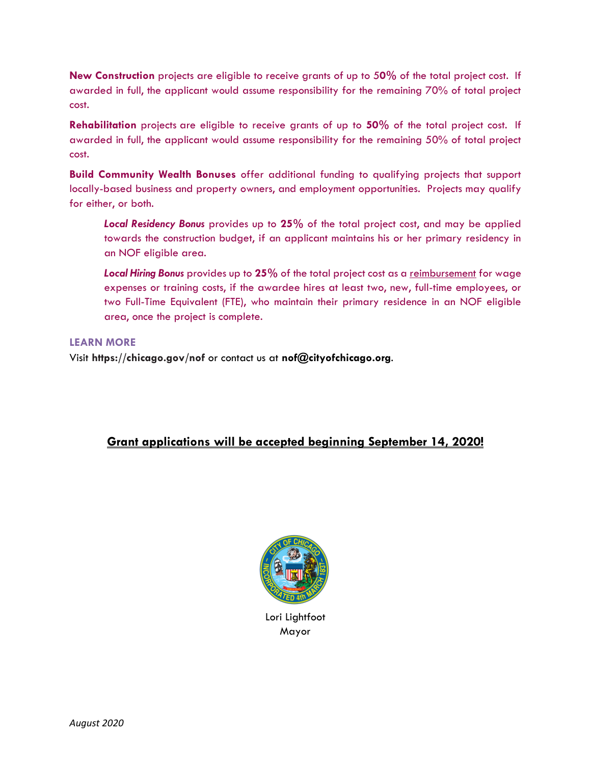**New Construction** projects are eligible to receive grants of up to **50%** of the total project cost. If awarded in full, the applicant would assume responsibility for the remaining 70% of total project cost.

**Rehabilitation** projects are eligible to receive grants of up to **50%** of the total project cost. If awarded in full, the applicant would assume responsibility for the remaining 50% of total project cost.

**Build Community Wealth Bonuses** offer additional funding to qualifying projects that support locally-based business and property owners, and employment opportunities. Projects may qualify for either, or both.

> ***Local Residency Bonus*** provides up to **25%** of the total project cost, and may be applied towards the construction budget, if an applicant maintains his or her primary residency in an NOF eligible area.
>
> ***Local Hiring Bonus*** provides up to **25%** of the total project cost as a reimbursement for wage expenses or training costs, if the awardee hires at least two, new, full-time employees, or two Full-Time Equivalent (FTE), who maintain their primary residence in an NOF eligible area, once the project is complete.

### LEARN MORE

Visit **https://chicago.gov/nof** or contact us at **nof@cityofchicago.org**.

**Grant applications will be accepted beginning September 14, 2020!**

Lori Lightfoot
Mayor

*August 2020*